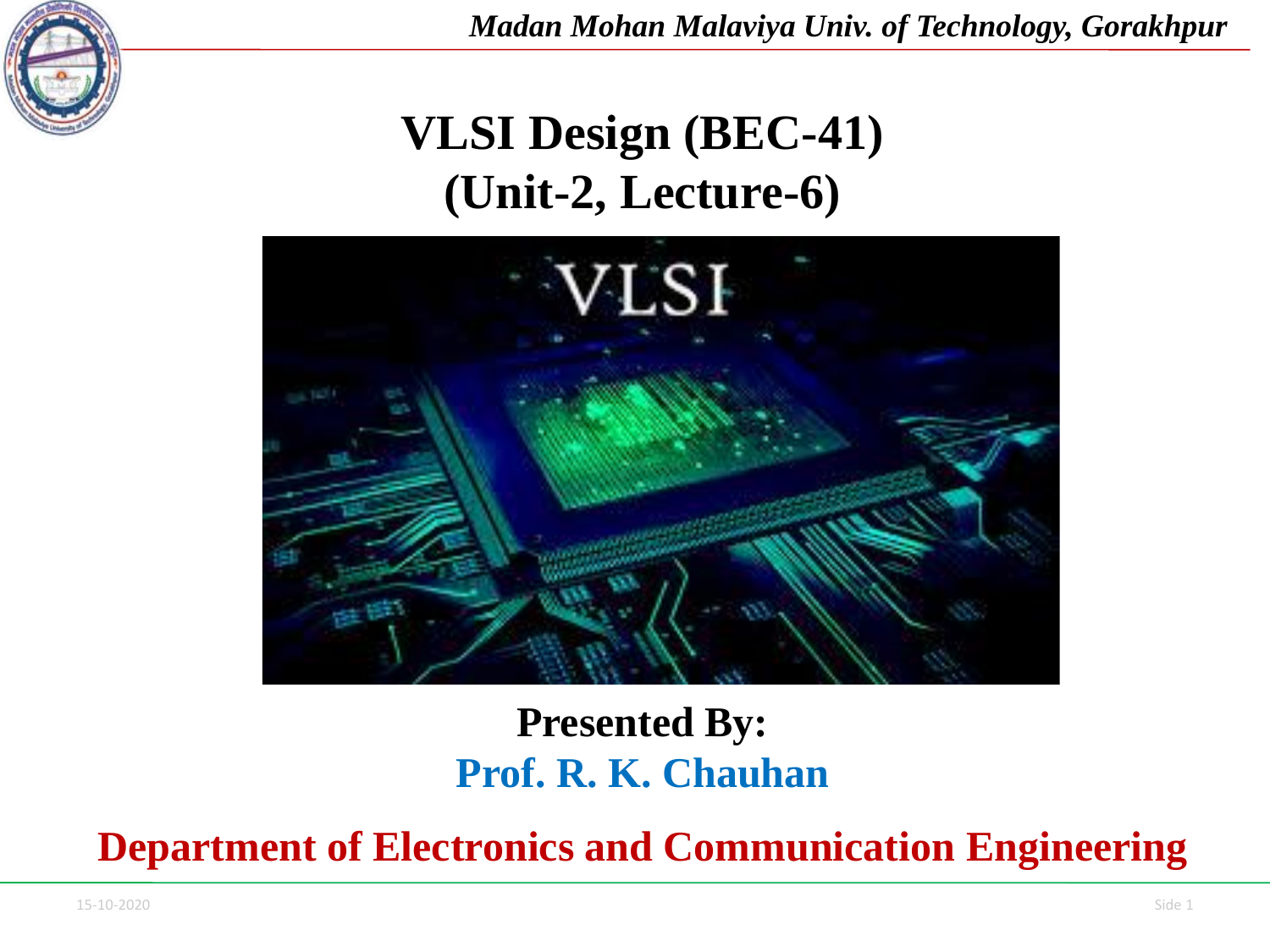# VLSI Design (BEC-41)
## (Unit-2, Lecture-6)

**Presented By:**

**Prof. R. K. Chauhan**

**Department of Electronics and Communication Engineering**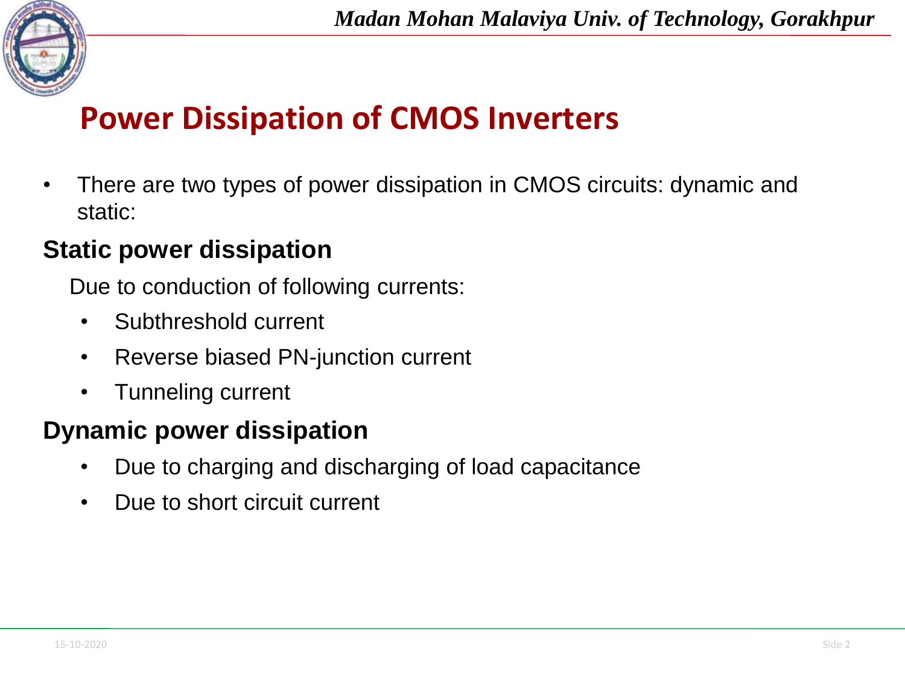# Power Dissipation of CMOS Inverters

- There are two types of power dissipation in CMOS circuits: dynamic and static:

## Static power dissipation

Due to conduction of following currents:

- Subthreshold current
- Reverse biased PN-junction current
- Tunneling current

## Dynamic power dissipation

- Due to charging and discharging of load capacitance
- Due to short circuit current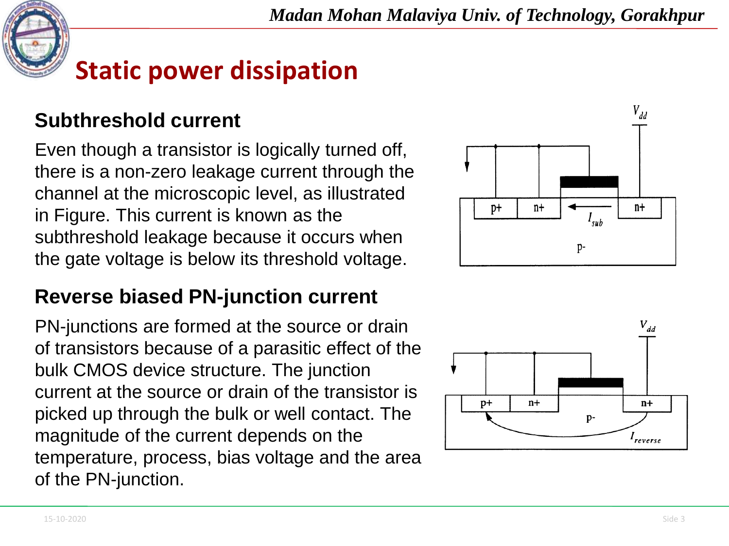# Static power dissipation

### Subthreshold current

Even though a transistor is logically turned off, there is a non-zero leakage current through the channel at the microscopic level, as illustrated in Figure. This current is known as the subthreshold leakage because it occurs when the gate voltage is below its threshold voltage.

### Reverse biased PN-junction current

PN-junctions are formed at the source or drain of transistors because of a parasitic effect of the bulk CMOS device structure. The junction current at the source or drain of the transistor is picked up through the bulk or well contact. The magnitude of the current depends on the temperature, process, bias voltage and the area of the PN-junction.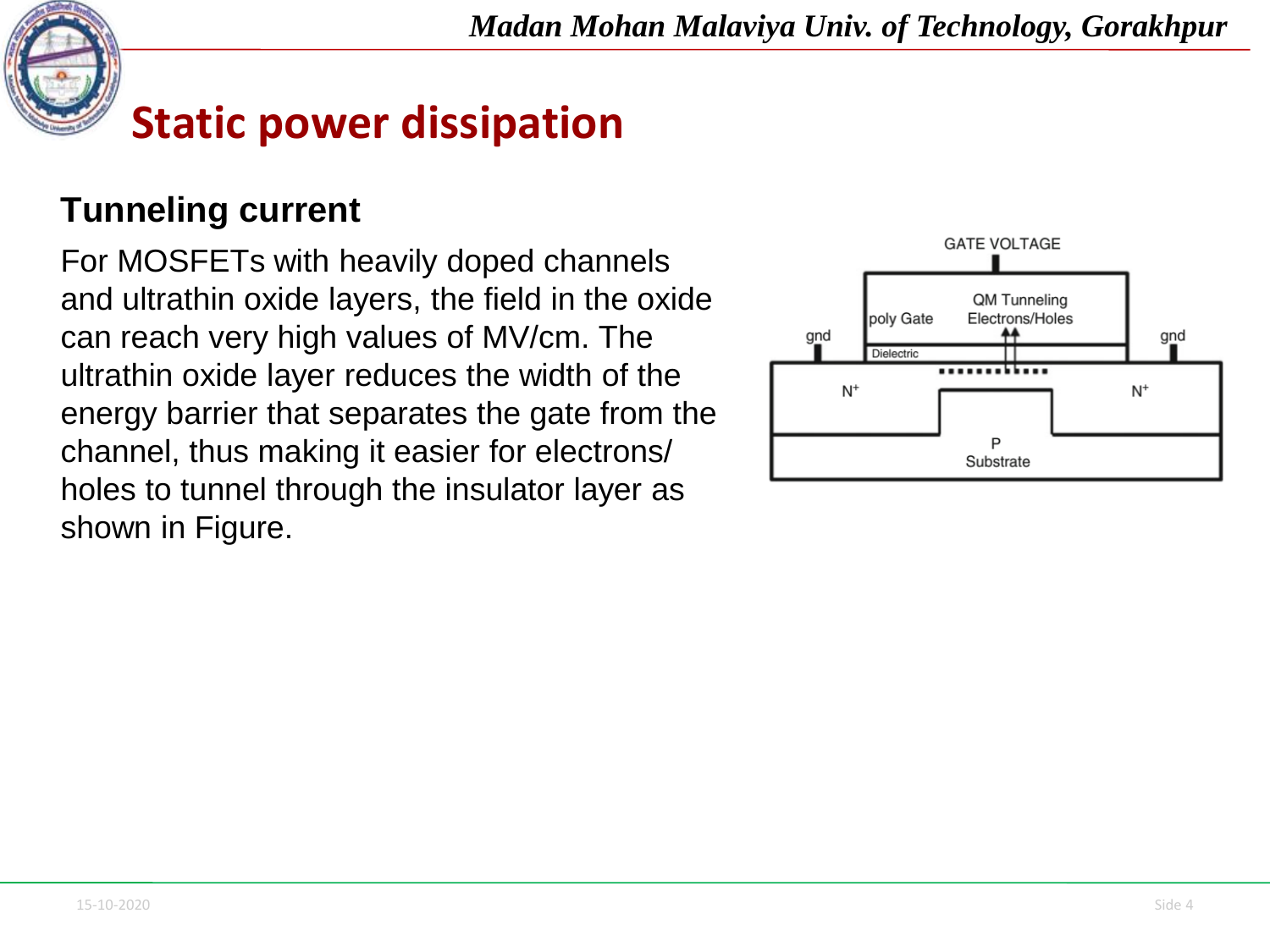# Static power dissipation

## Tunneling current

For MOSFETs with heavily doped channels and ultrathin oxide layers, the field in the oxide can reach very high values of MV/cm. The ultrathin oxide layer reduces the width of the energy barrier that separates the gate from the channel, thus making it easier for electrons/ holes to tunnel through the insulator layer as shown in Figure.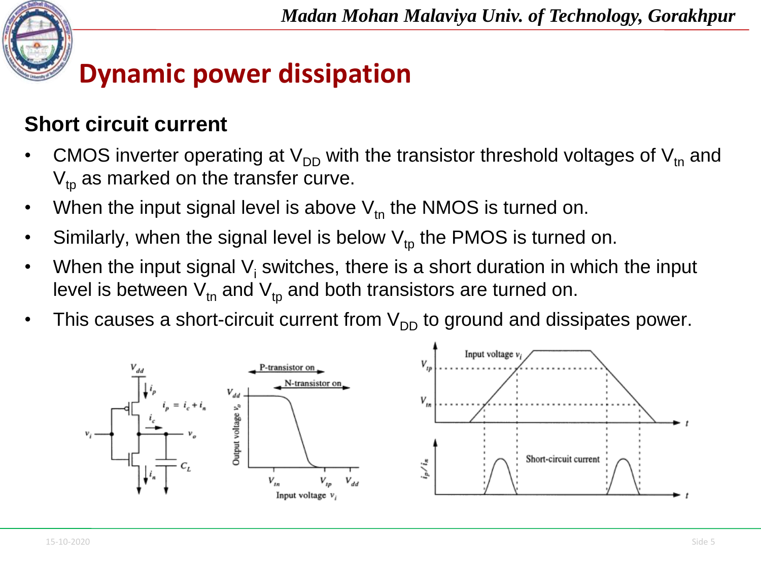# Dynamic power dissipation

## Short circuit current

- CMOS inverter operating at $V_{DD}$ with the transistor threshold voltages of $V_{tn}$ and $V_{tp}$ as marked on the transfer curve.
- When the input signal level is above $V_{tn}$ the NMOS is turned on.
- Similarly, when the signal level is below $V_{tp}$ the PMOS is turned on.
- When the input signal $V_i$ switches, there is a short duration in which the input level is between $V_{tn}$ and $V_{tp}$ and both transistors are turned on.
- This causes a short-circuit current from $V_{DD}$ to ground and dissipates power.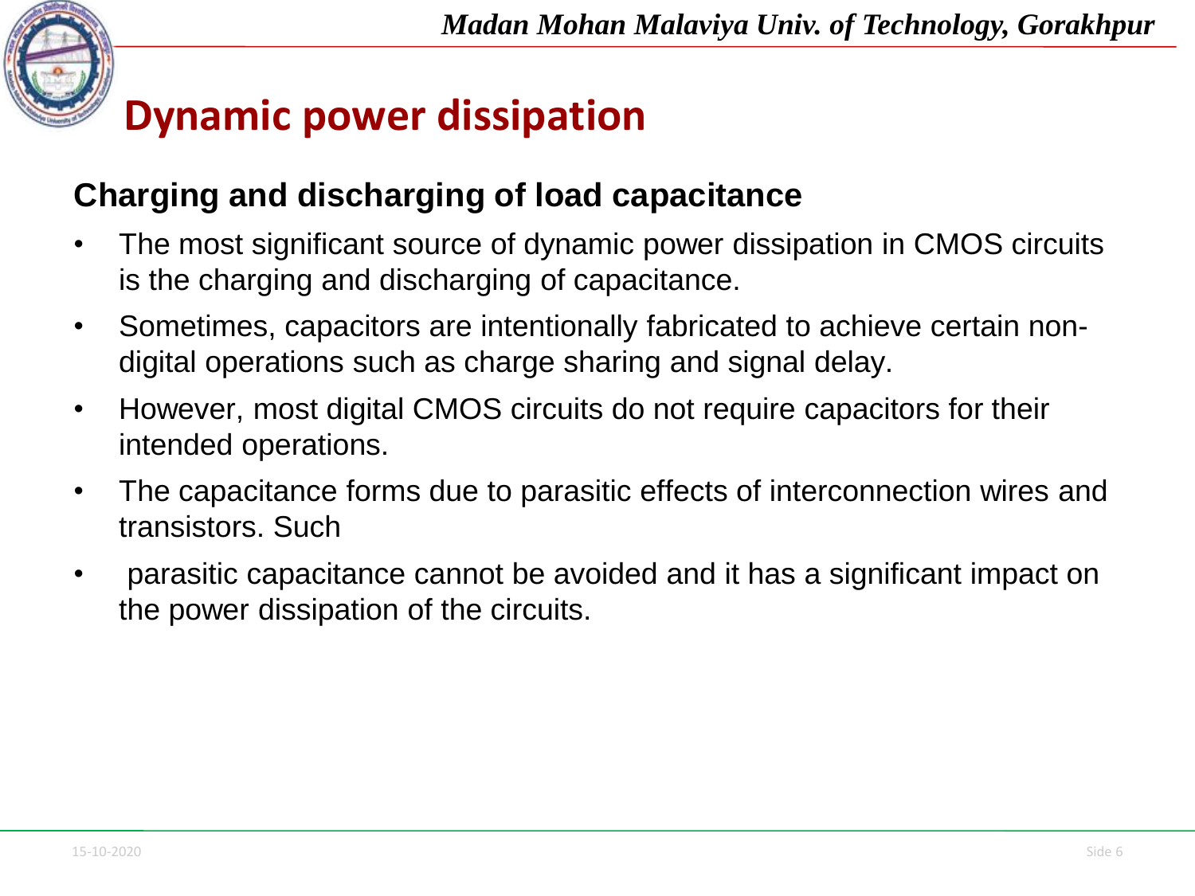# Dynamic power dissipation

### Charging and discharging of load capacitance

- The most significant source of dynamic power dissipation in CMOS circuits is the charging and discharging of capacitance.
- Sometimes, capacitors are intentionally fabricated to achieve certain non-digital operations such as charge sharing and signal delay.
- However, most digital CMOS circuits do not require capacitors for their intended operations.
- The capacitance forms due to parasitic effects of interconnection wires and transistors. Such
- parasitic capacitance cannot be avoided and it has a significant impact on the power dissipation of the circuits.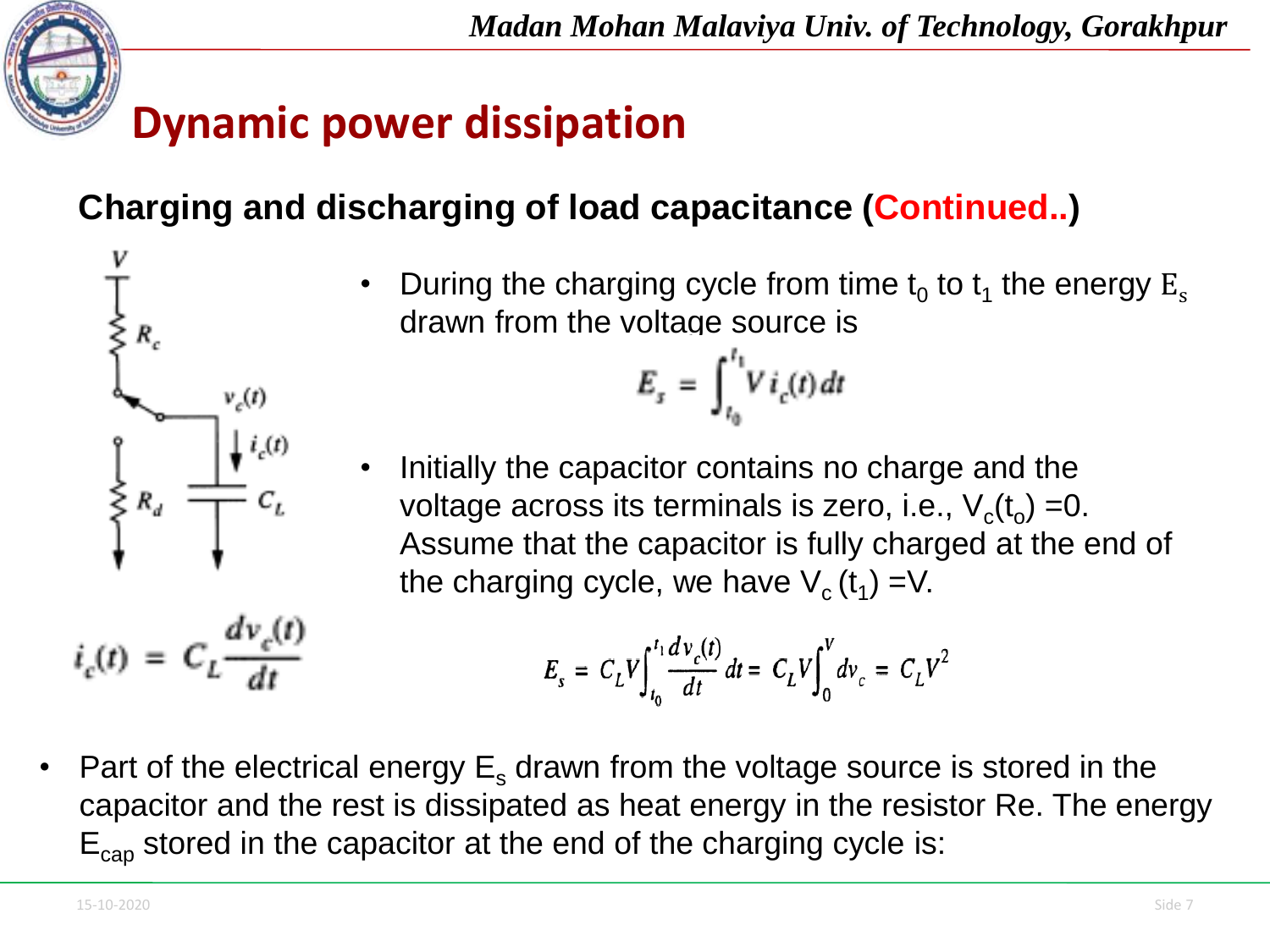# Dynamic power dissipation

**Charging and discharging of load capacitance (Continued..)**

$$i_c(t) = C_L \frac{dv_c(t)}{dt}$$

- During the charging cycle from time $t_0$ to $t_1$ the energy $E_s$ drawn from the voltage source is

$$E_s = \int_{t_0}^{t_1} V\, i_c(t)\, dt$$

- Initially the capacitor contains no charge and the voltage across its terminals is zero, i.e., $V_c(t_o) = 0$. Assume that the capacitor is fully charged at the end of the charging cycle, we have $V_c(t_1) = V$.

$$E_s = C_L V \int_{t_0}^{t_1} \frac{dv_c(t)}{dt} dt = C_L V \int_0^V dv_c = C_L V^2$$

- Part of the electrical energy $E_s$ drawn from the voltage source is stored in the capacitor and the rest is dissipated as heat energy in the resistor Re. The energy $E_{cap}$ stored in the capacitor at the end of the charging cycle is: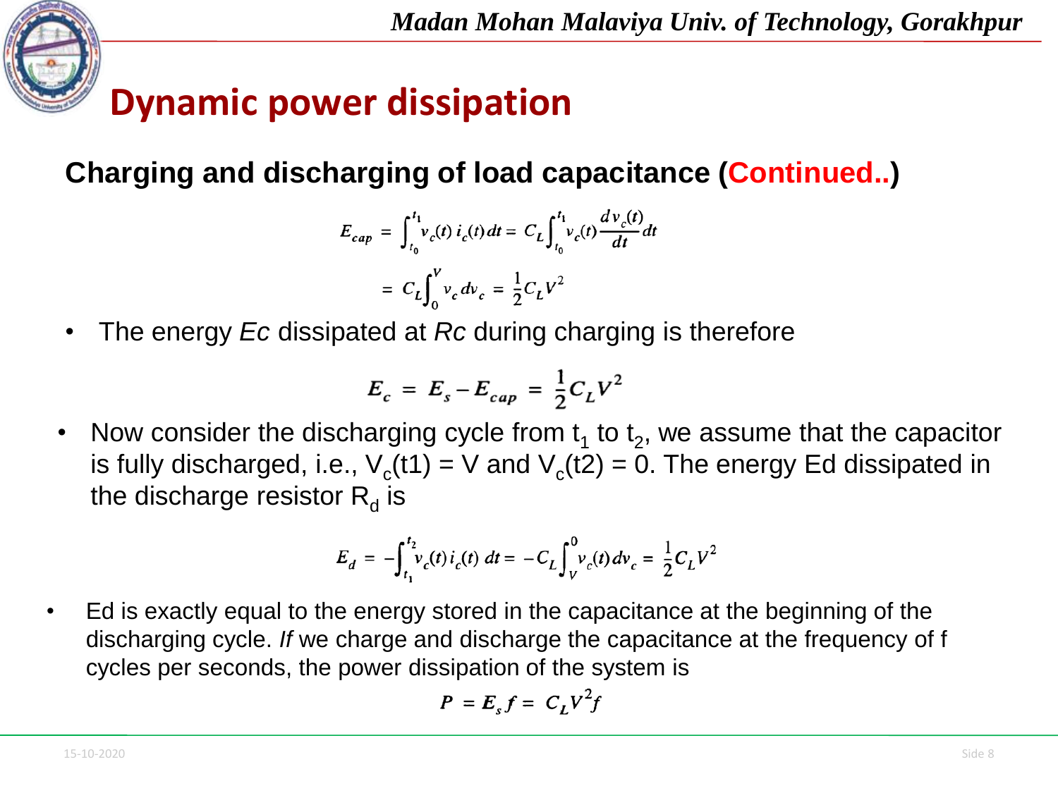# Dynamic power dissipation

## Charging and discharging of load capacitance (Continued..)

$$E_{cap} = \int_{t_0}^{t_1} v_c(t)\, i_c(t)\, dt = C_L \int_{t_0}^{t_1} v_c(t) \frac{dv_c(t)}{dt} dt$$

$$= C_L \int_0^V v_c\, dv_c = \frac{1}{2} C_L V^2$$

- The energy *Ec* dissipated at *Rc* during charging is therefore

$$E_c = E_s - E_{cap} = \frac{1}{2} C_L V^2$$

- Now consider the discharging cycle from $t_1$ to $t_2$, we assume that the capacitor is fully discharged, i.e., $V_c(t1) = V$ and $V_c(t2) = 0$. The energy Ed dissipated in the discharge resistor $R_d$ is

$$E_d = -\int_{t_1}^{t_2} v_c(t)\, i_c(t)\, dt = -C_L \int_V^0 v_c(t)\, dv_c = \frac{1}{2} C_L V^2$$

- Ed is exactly equal to the energy stored in the capacitance at the beginning of the discharging cycle. *If* we charge and discharge the capacitance at the frequency of f cycles per seconds, the power dissipation of the system is

$$P = E_s f = C_L V^2 f$$